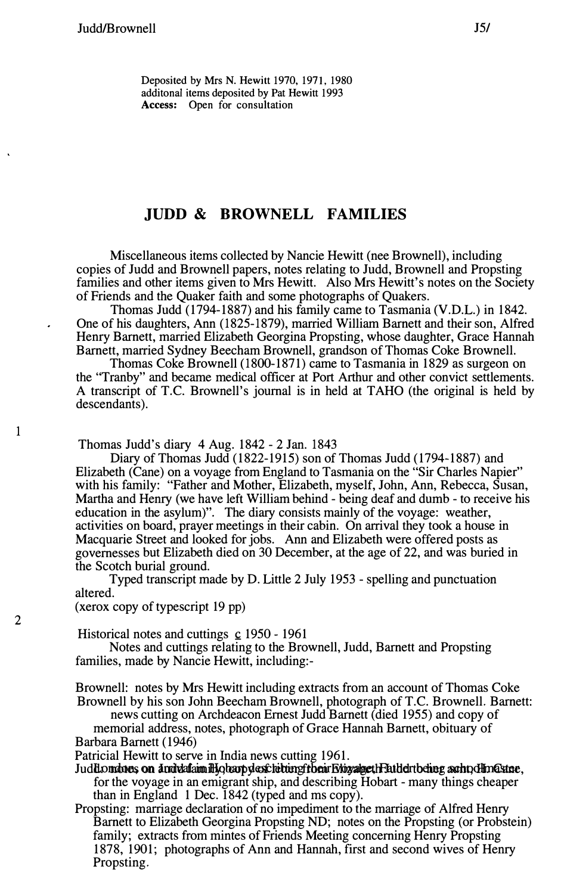Deposited by Mrs N. Hewitt 1970, 1971, 1980
additonal items deposited by Pat Hewitt 1993
**Access:** Open for consultation

# JUDD & BROWNELL FAMILIES

Miscellaneous items collected by Nancie Hewitt (nee Brownell), including copies of Judd and Brownell papers, notes relating to Judd, Brownell and Propsting families and other items given to Mrs Hewitt. Also Mrs Hewitt's notes on the Society of Friends and the Quaker faith and some photographs of Quakers.

Thomas Judd (1794-1887) and his family came to Tasmania (V.D.L.) in 1842. One of his daughters, Ann (1825-1879), married William Barnett and their son, Alfred Henry Barnett, married Elizabeth Georgina Propsting, whose daughter, Grace Hannah Barnett, married Sydney Beecham Brownell, grandson of Thomas Coke Brownell.

Thomas Coke Brownell (1800-1871) came to Tasmania in 1829 as surgeon on the "Tranby" and became medical officer at Port Arthur and other convict settlements. A transcript of T.C. Brownell's journal is in held at TAHO (the original is held by descendants).

1

Thomas Judd's diary 4 Aug. 1842 - 2 Jan. 1843

Diary of Thomas Judd (1822-1915) son of Thomas Judd (1794-1887) and Elizabeth (Cane) on a voyage from England to Tasmania on the "Sir Charles Napier" with his family: "Father and Mother, Elizabeth, myself, John, Ann, Rebecca, Susan, Martha and Henry (we have left William behind - being deaf and dumb - to receive his education in the asylum)". The diary consists mainly of the voyage: weather, activities on board, prayer meetings in their cabin. On arrival they took a house in Macquarie Street and looked for jobs. Ann and Elizabeth were offered posts as governesses but Elizabeth died on 30 December, at the age of 22, and was buried in the Scotch burial ground.

Typed transcript made by D. Little 2 July 1953 - spelling and punctuation altered.

(xerox copy of typescript 19 pp)

2

Historical notes and cuttings c 1950 - 1961

Notes and cuttings relating to the Brownell, Judd, Barnett and Propsting families, made by Nancie Hewitt, including:-

Brownell: notes by Mrs Hewitt including extracts from an account of Thomas Coke Brownell by his son John Beecham Brownell, photograph of T.C. Brownell. Barnett: news cutting on Archdeacon Ernest Judd Barnett (died 1955) and copy of memorial address, notes, photograph of Grace Hannah Barnett, obituary of Barbara Barnett (1946)

Patricial Hewitt to serve in India news cutting 1961.

Judd: notes on Judd family; copy of letter from Elizabeth Judd in Hobart to her aunt in London, describing their voyage, Father being schoolmaster, for the voyage in an emigrant ship, and describing Hobart - many things cheaper than in England 1 Dec. 1842 (typed and ms copy).

Propsting: marriage declaration of no impediment to the marriage of Alfred Henry Barnett to Elizabeth Georgina Propsting ND; notes on the Propsting (or Probstein) family; extracts from mintes of Friends Meeting concerning Henry Propsting 1878, 1901; photographs of Ann and Hannah, first and second wives of Henry Propsting.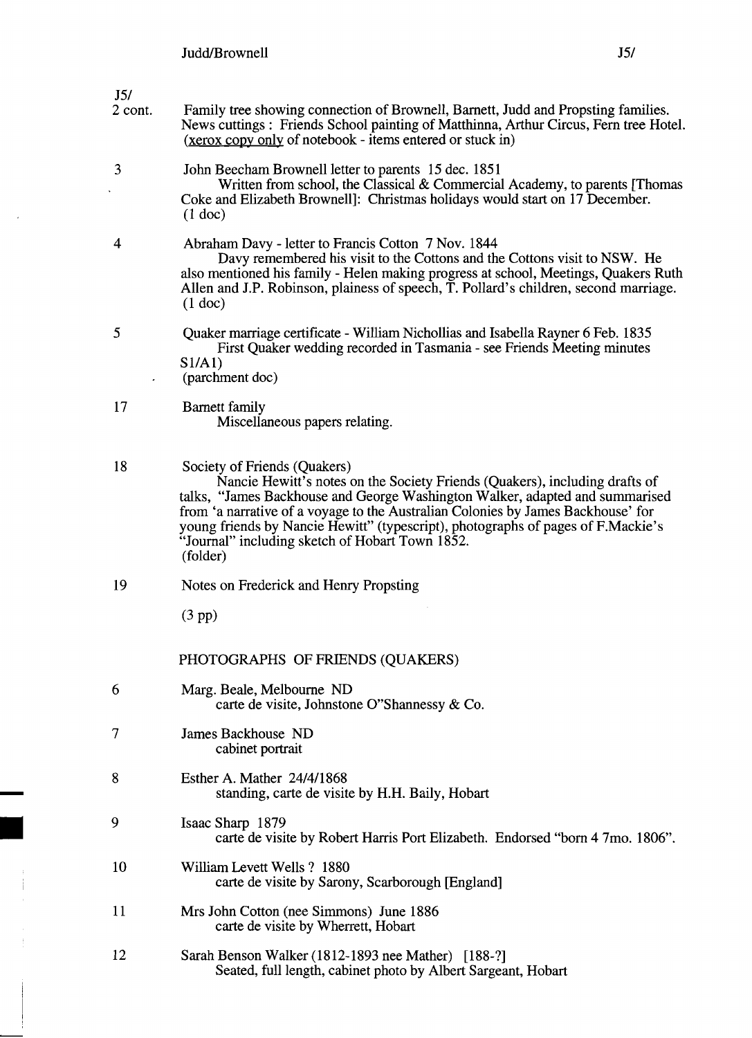J5/
2 cont.  Family tree showing connection of Brownell, Barnett, Judd and Propsting families. News cuttings : Friends School painting of Matthinna, Arthur Circus, Fern tree Hotel. (<u>xerox copy only</u> of notebook - items entered or stuck in)

3  John Beecham Brownell letter to parents 15 dec. 1851
Written from school, the Classical & Commercial Academy, to parents [Thomas Coke and Elizabeth Brownell]: Christmas holidays would start on 17 December.
(1 doc)

4  Abraham Davy - letter to Francis Cotton 7 Nov. 1844
Davy remembered his visit to the Cottons and the Cottons visit to NSW. He also mentioned his family - Helen making progress at school, Meetings, Quakers Ruth Allen and J.P. Robinson, plainess of speech, T. Pollard's children, second marriage.
(1 doc)

5  Quaker marriage certificate - William Nichollias and Isabella Rayner 6 Feb. 1835
First Quaker wedding recorded in Tasmania - see Friends Meeting minutes S1/A1)
(parchment doc)

17  Barnett family
Miscellaneous papers relating.

18  Society of Friends (Quakers)
Nancie Hewitt's notes on the Society Friends (Quakers), including drafts of talks, "James Backhouse and George Washington Walker, adapted and summarised from 'a narrative of a voyage to the Australian Colonies by James Backhouse' for young friends by Nancie Hewitt" (typescript), photographs of pages of F.Mackie's "Journal" including sketch of Hobart Town 1852.
(folder)

19  Notes on Frederick and Henry Propsting
(3 pp)

PHOTOGRAPHS OF FRIENDS (QUAKERS)

6  Marg. Beale, Melbourne ND
carte de visite, Johnstone O"Shannessy & Co.

7  James Backhouse ND
cabinet portrait

8  Esther A. Mather 24/4/1868
standing, carte de visite by H.H. Baily, Hobart

9  Isaac Sharp 1879
carte de visite by Robert Harris Port Elizabeth. Endorsed "born 4 7mo. 1806".

10  William Levett Wells ? 1880
carte de visite by Sarony, Scarborough [England]

11  Mrs John Cotton (nee Simmons) June 1886
carte de visite by Wherrett, Hobart

12  Sarah Benson Walker (1812-1893 nee Mather) [188-?]
Seated, full length, cabinet photo by Albert Sargeant, Hobart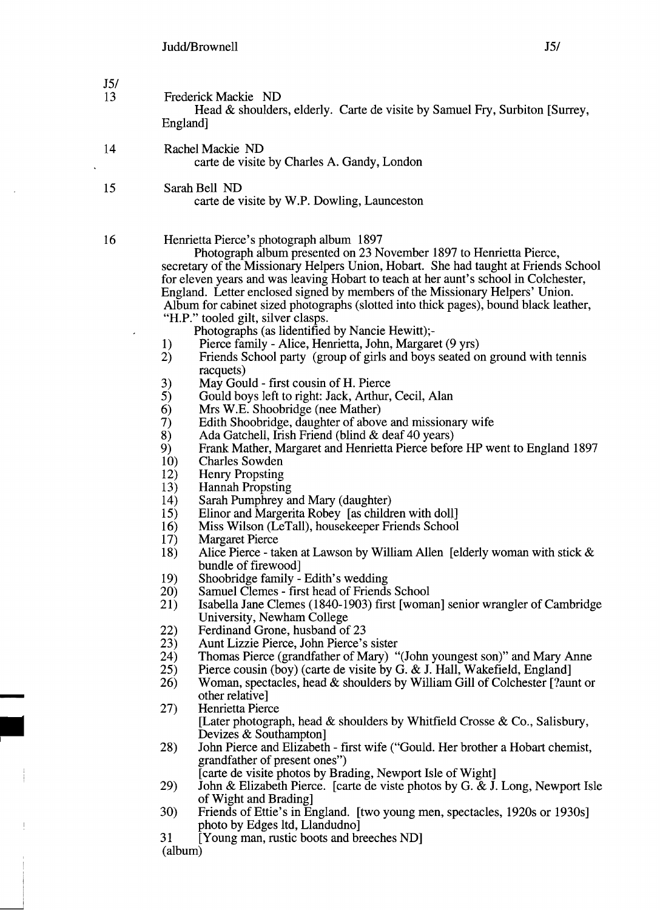J5/

13 Frederick Mackie ND
Head & shoulders, elderly. Carte de visite by Samuel Fry, Surbiton [Surrey, England]

14 Rachel Mackie ND
carte de visite by Charles A. Gandy, London

15 Sarah Bell ND
carte de visite by W.P. Dowling, Launceston

16 Henrietta Pierce's photograph album 1897
Photograph album presented on 23 November 1897 to Henrietta Pierce, secretary of the Missionary Helpers Union, Hobart. She had taught at Friends School for eleven years and was leaving Hobart to teach at her aunt's school in Colchester, England. Letter enclosed signed by members of the Missionary Helpers' Union. Album for cabinet sized photographs (slotted into thick pages), bound black leather, "H.P." tooled gilt, silver clasps.

Photographs (as lidentified by Nancie Hewitt);-

1) Pierce family - Alice, Henrietta, John, Margaret (9 yrs)
2) Friends School party (group of girls and boys seated on ground with tennis racquets)
3) May Gould - first cousin of H. Pierce
5) Gould boys left to right: Jack, Arthur, Cecil, Alan
6) Mrs W.E. Shoobridge (nee Mather)
7) Edith Shoobridge, daughter of above and missionary wife
8) Ada Gatchell, Irish Friend (blind & deaf 40 years)
9) Frank Mather, Margaret and Henrietta Pierce before HP went to England 1897
10) Charles Sowden
12) Henry Propsting
13) Hannah Propsting
14) Sarah Pumphrey and Mary (daughter)
15) Elinor and Margerita Robey [as children with doll]
16) Miss Wilson (LeTall), housekeeper Friends School
17) Margaret Pierce
18) Alice Pierce - taken at Lawson by William Allen [elderly woman with stick & bundle of firewood]
19) Shoobridge family - Edith's wedding
20) Samuel Clemes - first head of Friends School
21) Isabella Jane Clemes (1840-1903) first [woman] senior wrangler of Cambridge University, Newham College
22) Ferdinand Grone, husband of 23
23) Aunt Lizzie Pierce, John Pierce's sister
24) Thomas Pierce (grandfather of Mary) "(John youngest son)" and Mary Anne
25) Pierce cousin (boy) (carte de visite by G. & J. Hall, Wakefield, England]
26) Woman, spectacles, head & shoulders by William Gill of Colchester [?aunt or other relative]
27) Henrietta Pierce
[Later photograph, head & shoulders by Whitfield Crosse & Co., Salisbury, Devizes & Southampton]
28) John Pierce and Elizabeth - first wife ("Gould. Her brother a Hobart chemist, grandfather of present ones")
[carte de visite photos by Brading, Newport Isle of Wight]
29) John & Elizabeth Pierce. [carte de viste photos by G. & J. Long, Newport Isle of Wight and Brading]
30) Friends of Ettie's in England. [two young men, spectacles, 1920s or 1930s] photo by Edges ltd, Llandudno]
31 [Young man, rustic boots and breeches ND]

(album)